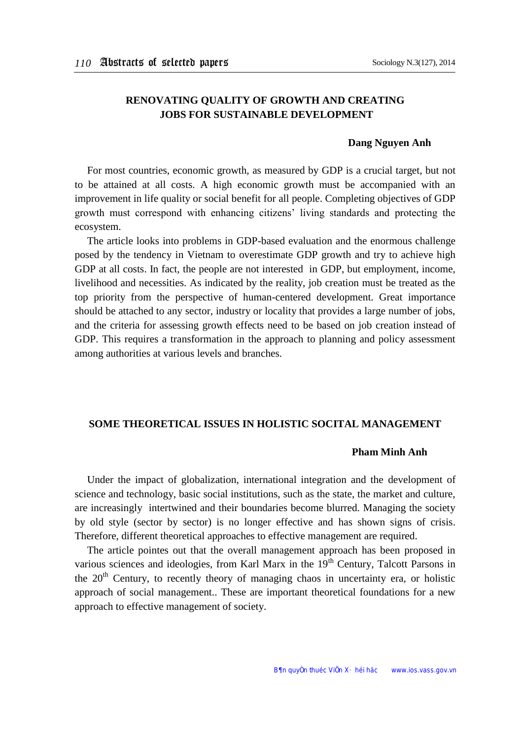## RENOVATING QUALITY OF GROWTH AND CREATING JOBS FOR SUSTAINABLE DEVELOPMENT

**Dang Nguyen Anh**

For most countries, economic growth, as measured by GDP is a crucial target, but not to be attained at all costs. A high economic growth must be accompanied with an improvement in life quality or social benefit for all people. Completing objectives of GDP growth must correspond with enhancing citizens' living standards and protecting the ecosystem.

The article looks into problems in GDP-based evaluation and the enormous challenge posed by the tendency in Vietnam to overestimate GDP growth and try to achieve high GDP at all costs. In fact, the people are not interested in GDP, but employment, income, livelihood and necessities. As indicated by the reality, job creation must be treated as the top priority from the perspective of human-centered development. Great importance should be attached to any sector, industry or locality that provides a large number of jobs, and the criteria for assessing growth effects need to be based on job creation instead of GDP. This requires a transformation in the approach to planning and policy assessment among authorities at various levels and branches.

## SOME THEORETICAL ISSUES IN HOLISTIC SOCITAL MANAGEMENT

**Pham Minh Anh**

Under the impact of globalization, international integration and the development of science and technology, basic social institutions, such as the state, the market and culture, are increasingly intertwined and their boundaries become blurred. Managing the society by old style (sector by sector) is no longer effective and has shown signs of crisis. Therefore, different theoretical approaches to effective management are required.

The article pointes out that the overall management approach has been proposed in various sciences and ideologies, from Karl Marx in the 19th Century, Talcott Parsons in the 20th Century, to recently theory of managing chaos in uncertainty era, or holistic approach of social management.. These are important theoretical foundations for a new approach to effective management of society.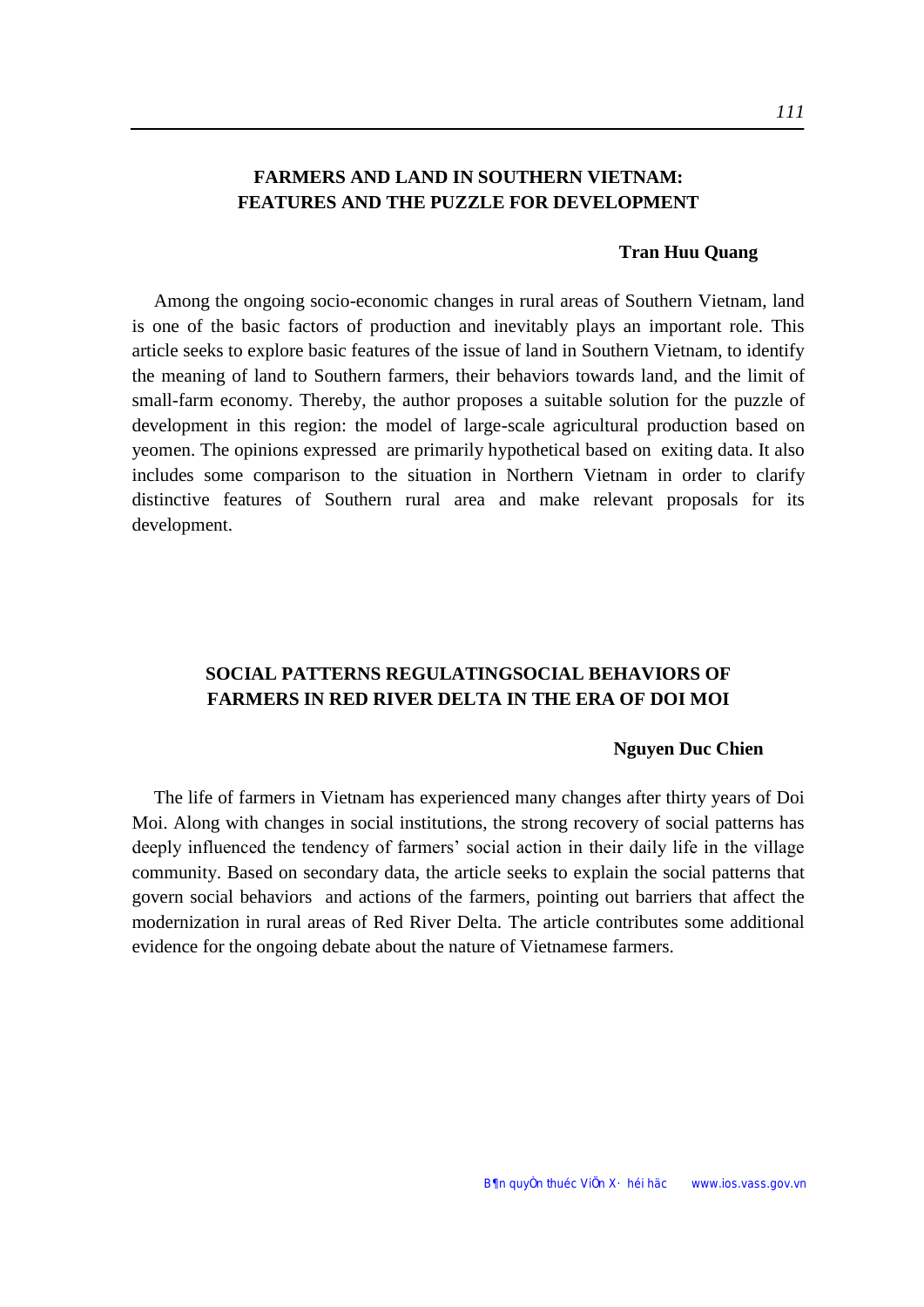## FARMERS AND LAND IN SOUTHERN VIETNAM: FEATURES AND THE PUZZLE FOR DEVELOPMENT

**Tran Huu Quang**

Among the ongoing socio-economic changes in rural areas of Southern Vietnam, land is one of the basic factors of production and inevitably plays an important role. This article seeks to explore basic features of the issue of land in Southern Vietnam, to identify the meaning of land to Southern farmers, their behaviors towards land, and the limit of small-farm economy. Thereby, the author proposes a suitable solution for the puzzle of development in this region: the model of large-scale agricultural production based on yeomen. The opinions expressed are primarily hypothetical based on exiting data. It also includes some comparison to the situation in Northern Vietnam in order to clarify distinctive features of Southern rural area and make relevant proposals for its development.

## SOCIAL PATTERNS REGULATINGSOCIAL BEHAVIORS OF FARMERS IN RED RIVER DELTA IN THE ERA OF DOI MOI

**Nguyen Duc Chien**

The life of farmers in Vietnam has experienced many changes after thirty years of Doi Moi. Along with changes in social institutions, the strong recovery of social patterns has deeply influenced the tendency of farmers' social action in their daily life in the village community. Based on secondary data, the article seeks to explain the social patterns that govern social behaviors and actions of the farmers, pointing out barriers that affect the modernization in rural areas of Red River Delta. The article contributes some additional evidence for the ongoing debate about the nature of Vietnamese farmers.